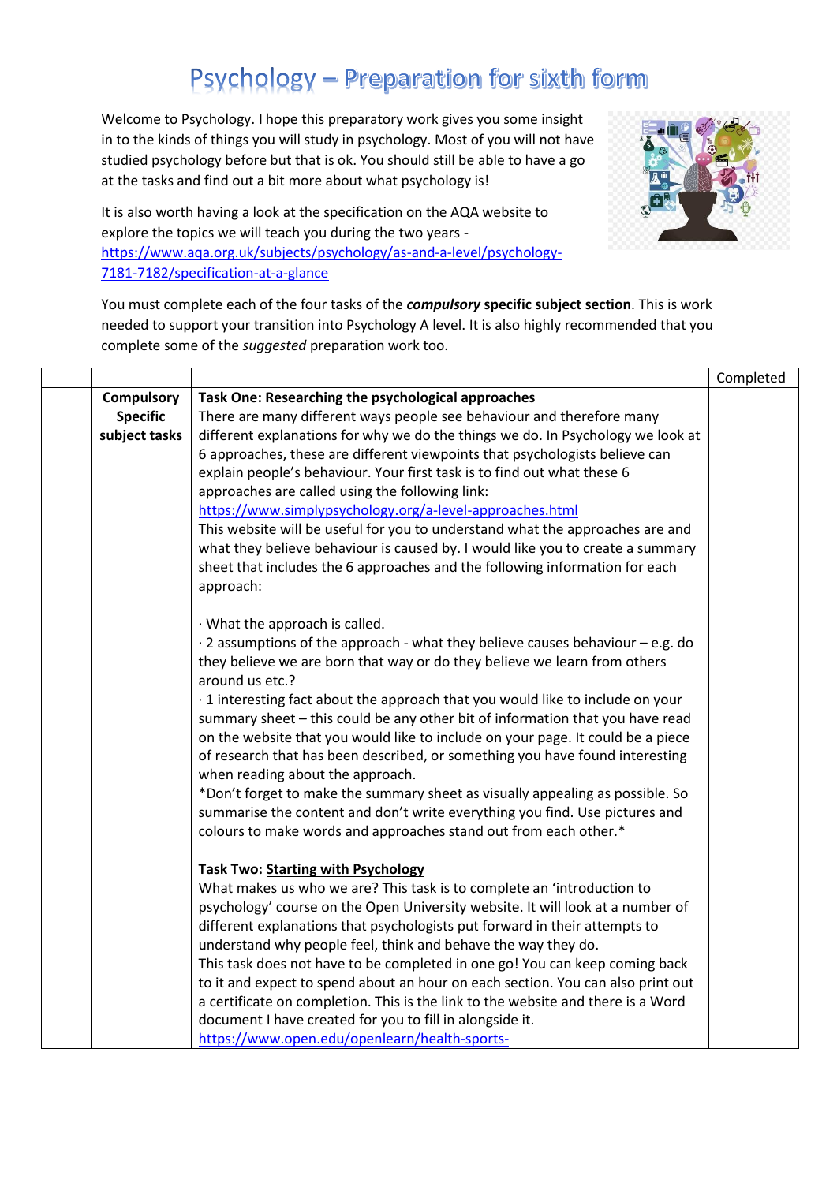# Psychology – Preparation for sixth form

Welcome to Psychology. I hope this preparatory work gives you some insight in to the kinds of things you will study in psychology. Most of you will not have studied psychology before but that is ok. You should still be able to have a go at the tasks and find out a bit more about what psychology is!

It is also worth having a look at the specification on the AQA website to explore the topics we will teach you during the two years - https://www.aqa.org.uk/subjects/psychology/as-and-a-level/psychology-7181-7182/specification-at-a-glance

You must complete each of the four tasks of the ***compulsory*** **specific subject section**. This is work needed to support your transition into Psychology A level. It is also highly recommended that you complete some of the *suggested* preparation work too.

| | | | Completed |
|---|---|---|---|
| | **Compulsory Specific subject tasks** | **Task One: Researching the psychological approaches**<br>There are many different ways people see behaviour and therefore many different explanations for why we do the things we do. In Psychology we look at 6 approaches, these are different viewpoints that psychologists believe can explain people's behaviour. Your first task is to find out what these 6 approaches are called using the following link:<br>https://www.simplypsychology.org/a-level-approaches.html<br>This website will be useful for you to understand what the approaches are and what they believe behaviour is caused by. I would like you to create a summary sheet that includes the 6 approaches and the following information for each approach:<br><br>· What the approach is called.<br>· 2 assumptions of the approach - what they believe causes behaviour – e.g. do they believe we are born that way or do they believe we learn from others around us etc.?<br>· 1 interesting fact about the approach that you would like to include on your summary sheet – this could be any other bit of information that you have read on the website that you would like to include on your page. It could be a piece of research that has been described, or something you have found interesting when reading about the approach.<br>*Don't forget to make the summary sheet as visually appealing as possible. So summarise the content and don't write everything you find. Use pictures and colours to make words and approaches stand out from each other.*<br><br>**Task Two: Starting with Psychology**<br>What makes us who we are? This task is to complete an 'introduction to psychology' course on the Open University website. It will look at a number of different explanations that psychologists put forward in their attempts to understand why people feel, think and behave the way they do.<br>This task does not have to be completed in one go! You can keep coming back to it and expect to spend about an hour on each section. You can also print out a certificate on completion. This is the link to the website and there is a Word document I have created for you to fill in alongside it.<br>https://www.open.edu/openlearn/health-sports- | |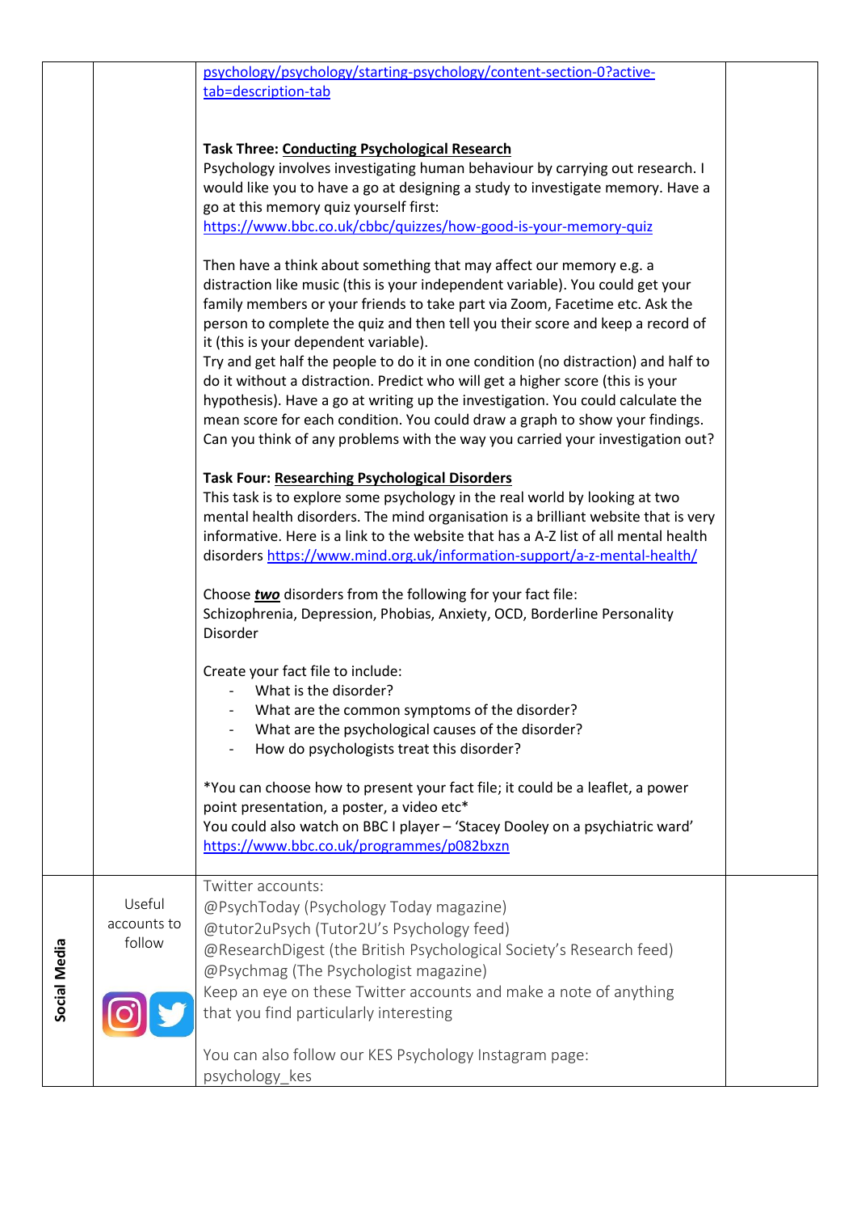| | | | |
|---|---|---|---|
| | | [psychology/psychology/starting-psychology/content-section-0?active-tab=description-tab](psychology/psychology/starting-psychology/content-section-0?active-tab=description-tab)<br><br>**Task Three: <u>Conducting Psychological Research</u>**<br>Psychology involves investigating human behaviour by carrying out research. I would like you to have a go at designing a study to investigate memory. Have a go at this memory quiz yourself first:<br>https://www.bbc.co.uk/cbbc/quizzes/how-good-is-your-memory-quiz<br><br>Then have a think about something that may affect our memory e.g. a distraction like music (this is your independent variable). You could get your family members or your friends to take part via Zoom, Facetime etc. Ask the person to complete the quiz and then tell you their score and keep a record of it (this is your dependent variable).<br>Try and get half the people to do it in one condition (no distraction) and half to do it without a distraction. Predict who will get a higher score (this is your hypothesis). Have a go at writing up the investigation. You could calculate the mean score for each condition. You could draw a graph to show your findings. Can you think of any problems with the way you carried your investigation out?<br><br>**Task Four: <u>Researching Psychological Disorders</u>**<br>This task is to explore some psychology in the real world by looking at two mental health disorders. The mind organisation is a brilliant website that is very informative. Here is a link to the website that has a A-Z list of all mental health disorders https://www.mind.org.uk/information-support/a-z-mental-health/<br><br>Choose ***<u>two</u>*** disorders from the following for your fact file:<br>Schizophrenia, Depression, Phobias, Anxiety, OCD, Borderline Personality Disorder<br><br>Create your fact file to include:<br>- What is the disorder?<br>- What are the common symptoms of the disorder?<br>- What are the psychological causes of the disorder?<br>- How do psychologists treat this disorder?<br><br>*You can choose how to present your fact file; it could be a leaflet, a power point presentation, a poster, a video etc*<br>You could also watch on BBC I player – 'Stacey Dooley on a psychiatric ward'<br>https://www.bbc.co.uk/programmes/p082bxzn | |
| **Social Media** | Useful accounts to follow | Twitter accounts:<br>@PsychToday (Psychology Today magazine)<br>@tutor2uPsych (Tutor2U's Psychology feed)<br>@ResearchDigest (the British Psychological Society's Research feed)<br>@Psychmag (The Psychologist magazine)<br>Keep an eye on these Twitter accounts and make a note of anything that you find particularly interesting<br><br>You can also follow our KES Psychology Instagram page:<br>psychology_kes | |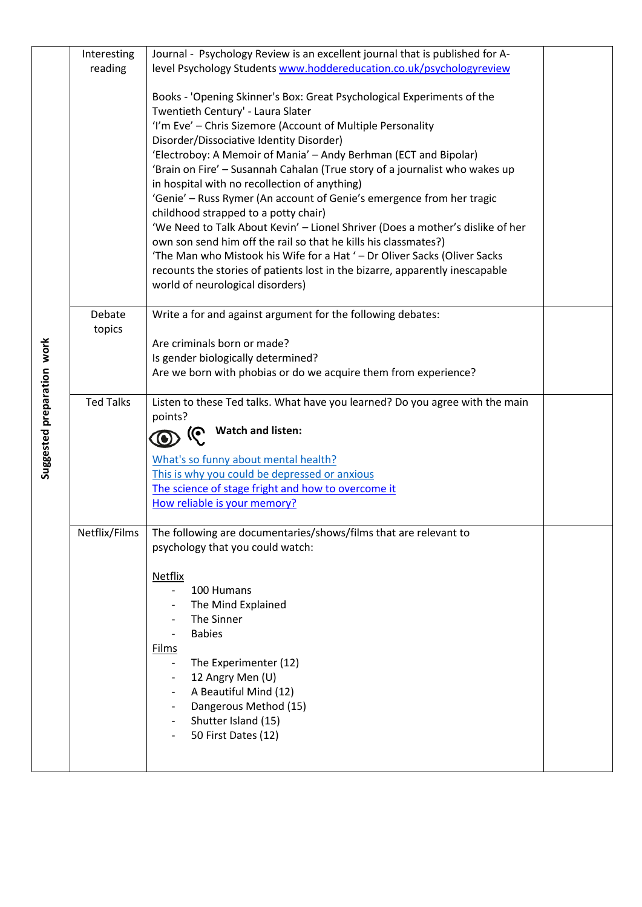| Suggested preparation work | | | |
|---|---|---|---|
| | Interesting reading | Journal - Psychology Review is an excellent journal that is published for A-level Psychology Students [www.hoddereducation.co.uk/psychologyreview](www.hoddereducation.co.uk/psychologyreview)<br><br>Books - 'Opening Skinner's Box: Great Psychological Experiments of the Twentieth Century' - Laura Slater<br>'I'm Eve' – Chris Sizemore (Account of Multiple Personality Disorder/Dissociative Identity Disorder)<br>'Electroboy: A Memoir of Mania' – Andy Berhman (ECT and Bipolar)<br>'Brain on Fire' – Susannah Cahalan (True story of a journalist who wakes up in hospital with no recollection of anything)<br>'Genie' – Russ Rymer (An account of Genie's emergence from her tragic childhood strapped to a potty chair)<br>'We Need to Talk About Kevin' – Lionel Shriver (Does a mother's dislike of her own son send him off the rail so that he kills his classmates?)<br>'The Man who Mistook his Wife for a Hat ' – Dr Oliver Sacks (Oliver Sacks recounts the stories of patients lost in the bizarre, apparently inescapable world of neurological disorders) | |
| | Debate topics | Write a for and against argument for the following debates:<br><br>Are criminals born or made?<br>Is gender biologically determined?<br>Are we born with phobias or do we acquire them from experience? | |
| | Ted Talks | Listen to these Ted talks. What have you learned? Do you agree with the main points?<br>**Watch and listen:**<br><br>What's so funny about mental health?<br>This is why you could be depressed or anxious<br>The science of stage fright and how to overcome it<br>How reliable is your memory? | |
| | Netflix/Films | The following are documentaries/shows/films that are relevant to psychology that you could watch:<br><br>Netflix<br>- 100 Humans<br>- The Mind Explained<br>- The Sinner<br>- Babies<br><br>Films<br>- The Experimenter (12)<br>- 12 Angry Men (U)<br>- A Beautiful Mind (12)<br>- Dangerous Method (15)<br>- Shutter Island (15)<br>- 50 First Dates (12) | |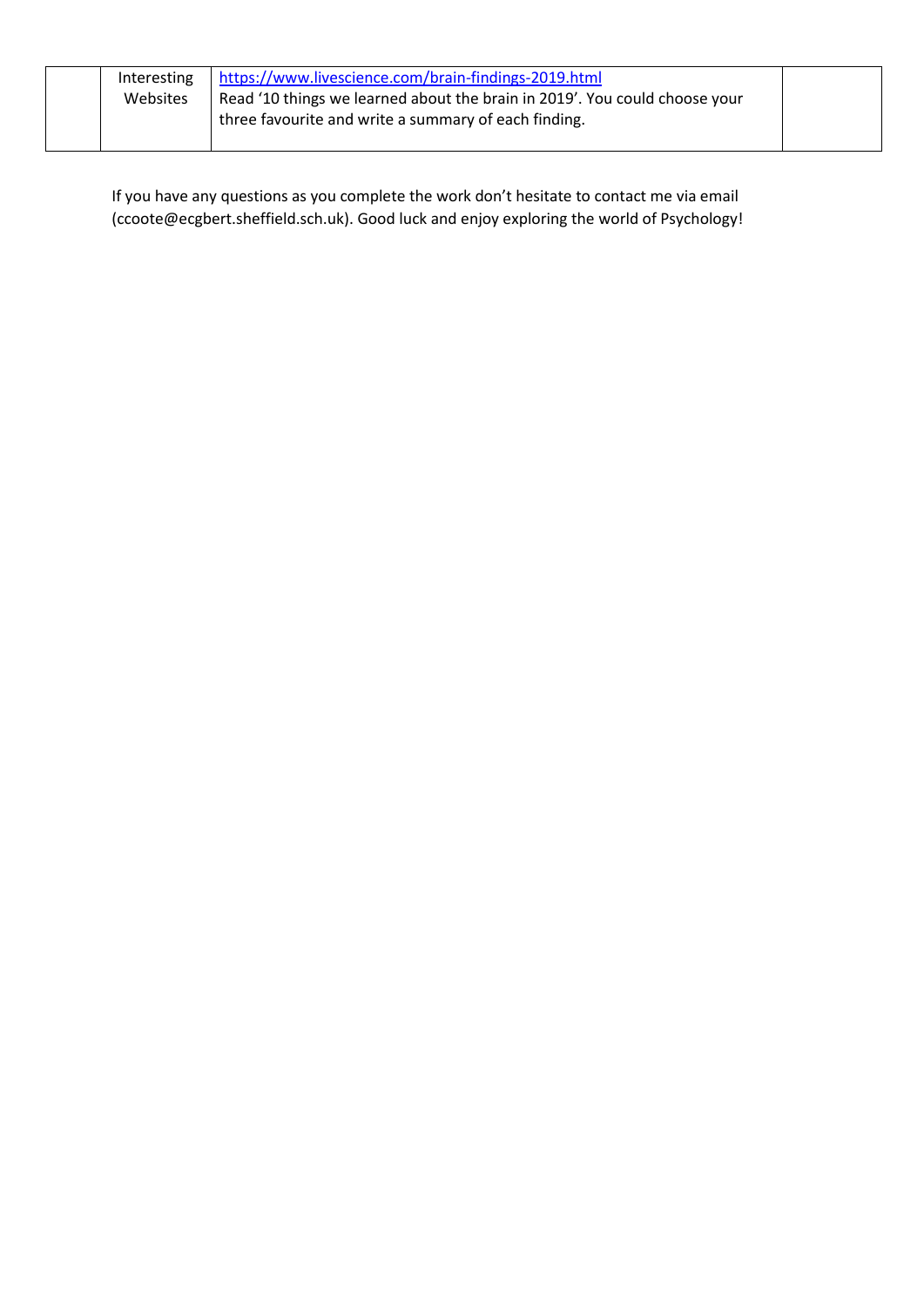| | | | |
|---|---|---|---|
| | Interesting Websites | https://www.livescience.com/brain-findings-2019.html<br>Read '10 things we learned about the brain in 2019'. You could choose your three favourite and write a summary of each finding. | |

If you have any questions as you complete the work don't hesitate to contact me via email (ccoote@ecgbert.sheffield.sch.uk). Good luck and enjoy exploring the world of Psychology!